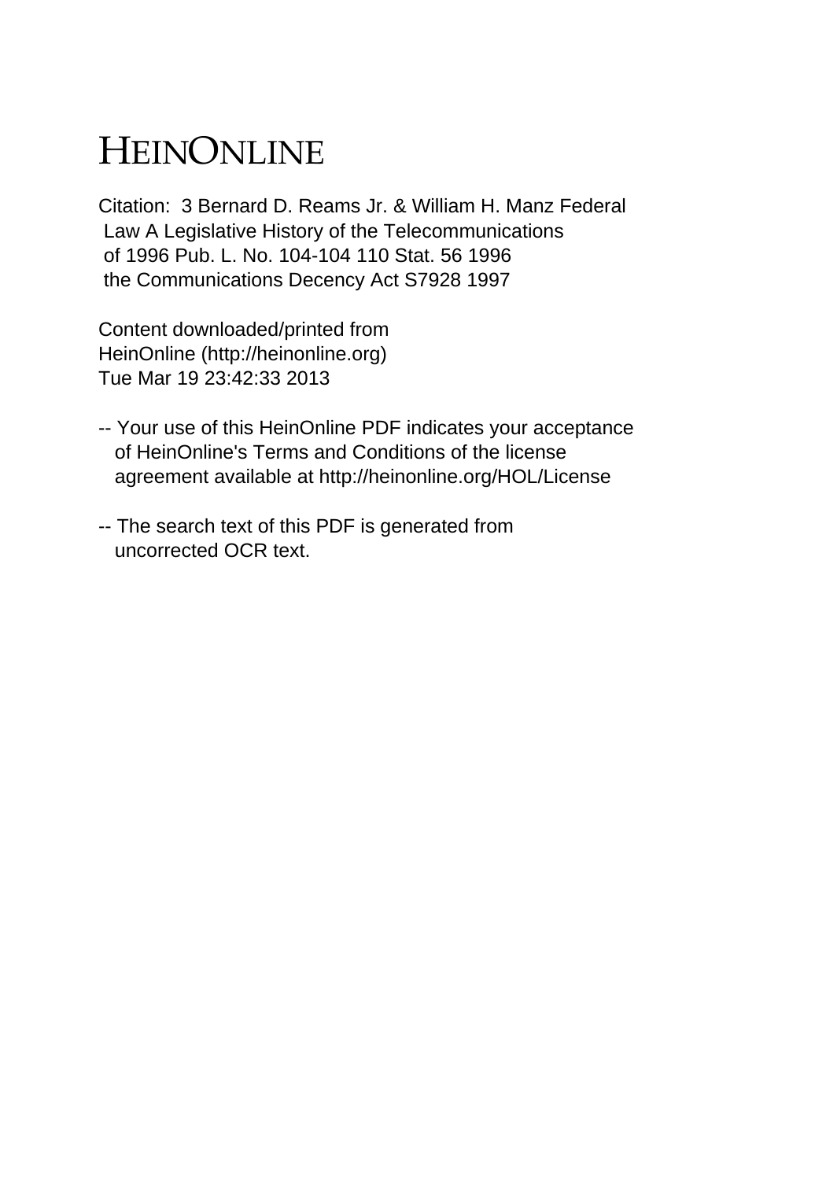# HEINONLINE

Citation: 3 Bernard D. Reams Jr. & William H. Manz Federal Law A Legislative History of the Telecommunications of 1996 Pub. L. No. 104-104 110 Stat. 56 1996 the Communications Decency Act S7928 1997

Content downloaded/printed from HeinOnline (http://heinonline.org)
Tue Mar 19 23:42:33 2013

-- Your use of this HeinOnline PDF indicates your acceptance of HeinOnline's Terms and Conditions of the license agreement available at http://heinonline.org/HOL/License

-- The search text of this PDF is generated from uncorrected OCR text.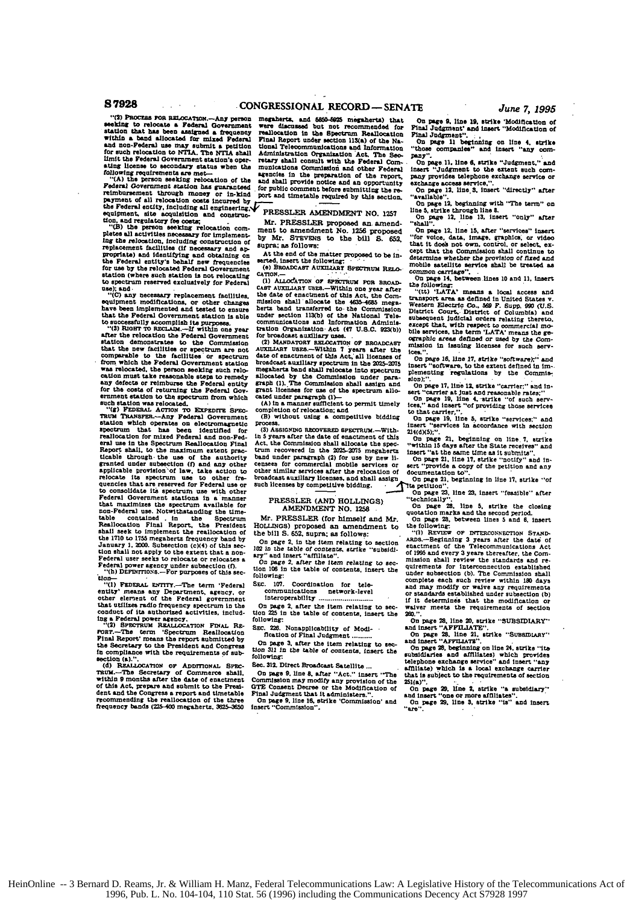"(2) PROCESS FOR RELOCATION.—Any person seeking to relocate a Federal Government station that has been assigned a frequency within a band allocated for mixed Federal and non-Federal use may submit a petition for such relocation to NTIA. The NTIA shall limit the Federal Government station's operating license to secondary status when the following requirements are met—

"(A) the person seeking relocation of the Federal Government station has guaranteed reimbursement through money or in-kind payment of all relocation costs incurred by the Federal entity, including all engineering, equipment, site acquisition and construction, and regulatory fee costs;

"(B) the person seeking relocation completes all activities necessary for implementing the relocation, including construction of replacement facilities (if necessary and appropriate) and identifying and obtaining on the Federal entity's behalf new frequencies for use by the relocated Federal Government station (where such station is not relocating to spectrum reserved exclusively for Federal use); and

"(C) any necessary replacement facilities, equipment modifications, or other changes have been implemented and tested to ensure that the Federal Government station is able to successfully accomplish its purposes.

"(3) RIGHT TO RECLAIM.—If within one year after the relocation the Federal Government station demonstrates to the Commission that the new facilities or spectrum are not comparable to the facilities or spectrum from which the Federal Government station was relocated, the person seeking such relocation must take reasonable steps to remedy any defects or reimburse the Federal entity for the costs of returning the Federal Government station to the spectrum from which such station was relocated.

"(g) FEDERAL ACTION TO EXPEDITE SPECTRUM TRANSFER.—Any Federal Government station which operates on electromagnetic spectrum that has been identified for reallocation for mixed Federal and non-Federal use in the Spectrum Reallocation Final Report shall, to the maximum extent practicable through the use of the authority granted under subsection (f) and any other applicable provision of law, take action to relocate its spectrum use to other frequencies that are reserved for Federal use or to consolidate its spectrum use with other Federal Government stations in a manner that maximizes the spectrum available for non-Federal use. Notwithstanding the timetable contained in the Spectrum Reallocation Final Report, the President shall seek to implement the reallocation of the 1710 to 1755 megahertz frequency band by January 1, 2000. Subsection (c)(4) of this section shall not apply to the extent that a non-Federal user seeks to relocate or relocates a Federal power agency under subsection (f).

"(h) DEFINITIONS.—For purposes of this section—

"(1) FEDERAL ENTITY.—The term 'Federal entity' means any Department, agency, or other element of the Federal government that utilizes radio frequency spectrum in the conduct of its authorized activities, including a Federal power agency.

"(2) SPECTRUM REALLOCATION FINAL REPORT.—The term 'Spectrum Reallocation Final Report' means the report submitted by the Secretary to the President and Congress in compliance with the requirements of subsection (a).".

(d) REALLOCATION OF ADDITIONAL SPECTRUM.—The Secretary of Commerce shall, within 9 months after the date of enactment of this Act, prepare and submit to the President and the Congress a report and timetable recommending the reallocation of the three frequency bands (225-400 megahertz, 3625-3650 megahertz, and 5850-5925 megahertz) that were discussed but not recommended for reallocation in the Spectrum Reallocation Final Report under section 113(a) of the National Telecommunications and Information Administration Organization Act. The Secretary shall consult with the Federal Communications Commission and other Federal agencies in the preparation of the report, and shall provide notice and an opportunity for public comment before submitting the report and timetable required by this section.

---

## PRESSLER AMENDMENT NO. 1257

Mr. PRESSLER proposed an amendment to amendment No. 1256 proposed by Mr. STEVENS to the bill S. 652, supra; as follows:

At the end of the matter proposed to be inserted, insert the following:

(e) BROADCAST AUXILIARY SPECTRUM RELOCATION.—

(1) ALLOCATION OF SPECTRUM FOR BROADCAST AUXILIARY USES.—Within one year after the date of enactment of this Act, the Commission shall allocate the 4635-4685 megahertz band transferred to the Commission under section 113(b) of the National Telecommunications and Information Administration Organization Act (47 U.S.C. 923(b)) for broadcast auxiliary uses.

(2) MANDATORY RELOCATION OF BROADCAST AUXILIARY USES.—Within 7 years after the date of enactment of this Act, all licenses of broadcast auxiliary spectrum in the 2025-2075 megahertz band shall relocate into spectrum allocated by the Commission under paragraph (1). The Commission shall assign and grant licenses for use of the spectrum allocated under paragraph (1)—

(A) in a manner sufficient to permit timely completion of relocation; and

(B) without using a competitive bidding process.

(3) ASSIGNING RECOVERED SPECTRUM.—Within 5 years after the date of enactment of this Act, the Commission shall allocate the spectrum recovered in the 2025-2075 megahertz band under paragraph (2) for use by new licensees for commercial mobile services or other similar services after the relocation of broadcast auxiliary licenses, and shall assign such licenses by competitive bidding.

---

## PRESSLER (AND HOLLINGS) AMENDMENT NO. 1258

Mr. PRESSLER (for himself and Mr. HOLLINGS) proposed an amendment to the bill S. 652, supra; as follows:

On page 2, in the item relating to section 102 in the table of contents, strike "subsidiary" and insert "affiliate".

On page 2, after the item relating to section 106 in the table of contents, insert the following:

Sec. 107. Coordination for telecommunications network-level interoperability ..........................

On page 2, after the item relating to section 225 in the table of contents, insert the following:

Sec. 226. Nonapplicability of Modification of Final Judgment ..........

On page 3, after the item relating to section 311 in the table of contents, insert the following:

Sec. 312. Direct Broadcast Satellite ...

On page 9, line 8, after "Act." insert "The Commission may modify any provision of the GTE Consent Decree or the Modification of Final Judgment it administers.".

On page 9, line 16, strike "Commission" and insert "Commission".

On page 9, line 19, strike 'Modification of Final Judgment' and insert "Modification of Final Judgment".

On page 11 beginning on line 4, strike "those companies" and insert "any company".

On page 11, line 6, strike "Judgment," and insert "Judgment to the extent such company provides telephone exchange service or exchange access service,".

On page 12, line 3, insert "directly" after "available".

On page 12, beginning with "The term" on line 5, strike through line 8.

On page 12, line 13, insert "only" after "shall".

On page 12, line 15, after "services" insert "for voice, data, image, graphics, or video that it does not own, control, or select, except that the Commission shall continue to determine whether the provision of fixed and mobile satellite service shall be treated as common carriage".

On page 14, between lines 10 and 11, insert the following:

"(tt) 'LATA' means a local access and transport area as defined in United States v. Western Electric Co., 569 F. Supp. 990 (U.S. District Court, District of Columbia) and subsequent judicial orders relating thereto, except that, with respect to commercial mobile services, the term 'LATA' means the geographic areas defined or used by the Commission in issuing licenses for such services.".

On page 16, line 17, strike "software);" and insert "software, to the extent defined in implementing regulations by the Commission);".

On page 17, line 12, strike "carrier;" and insert "carrier at just and reasonable rates;".

On page 19, line 4, strike "of such services," and insert "of providing those services to that carrier,".

On page 19, line 5, strike "services;" and insert "services in accordance with section 214(d)(5);".

On page 21, beginning on line 7, strike "within 15 days after the State receives" and insert "at the same time as it submits".

On page 21, line 17, strike "notify" and insert "provide a copy of the petition and any documentation to".

On page 21, beginning in line 17, strike "of its petition".

On page 23, line 23, insert "feasible" after "technically".

On page 28, line 5, strike the closing quotation marks and the second period.

On page 28, between lines 5 and 6, insert the following:

"(i) REVIEW OF INTERCONNECTION STANDARDS.—Beginning 3 years after the date of enactment of the Telecommunications Act of 1995 and every 3 years thereafter, the Commission shall review the standards and requirements for interconnection established under subsection (b). The Commission shall complete each such review within 180 days and may modify or waive any requirements or standards established under subsection (b) if it determines that the modification or waiver meets the requirements of section 260.".

On page 28, line 20, strike "SUBSIDIARY" and insert "AFFILIATE".

On page 28, line 21, strike "SUBSIDIARY" and insert "AFFILIATE".

On page 28, beginning on line 24, strike "its subsidiaries and affiliates) which provides telephone exchange service" and insert "any affiliate) which is a local exchange carrier that is subject to the requirements of section 251(a)".

On page 29, line 2, strike "a subsidiary" and insert "one or more affiliates".

On page 29, line 3, strike "is" and insert "are".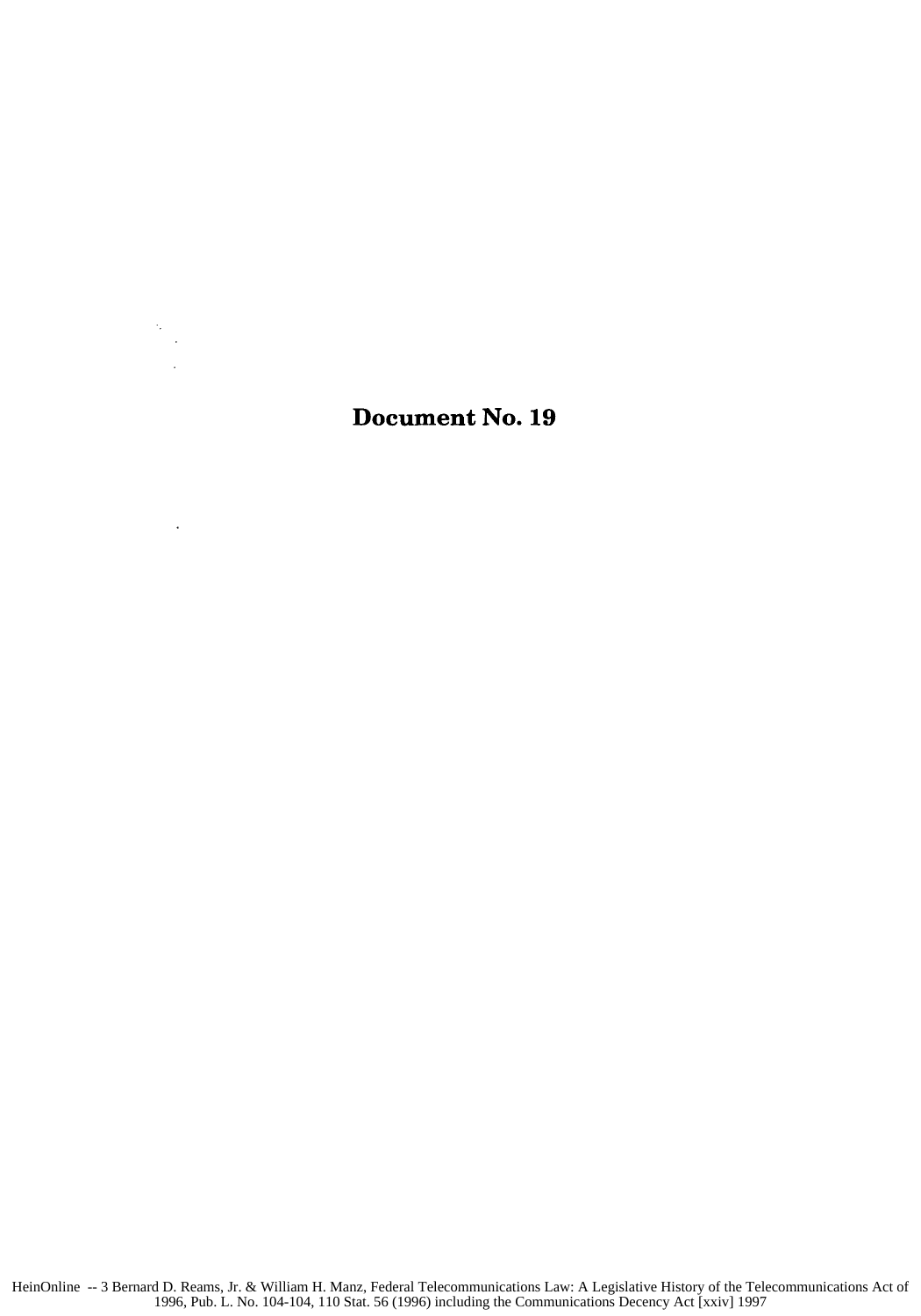# Document No. 19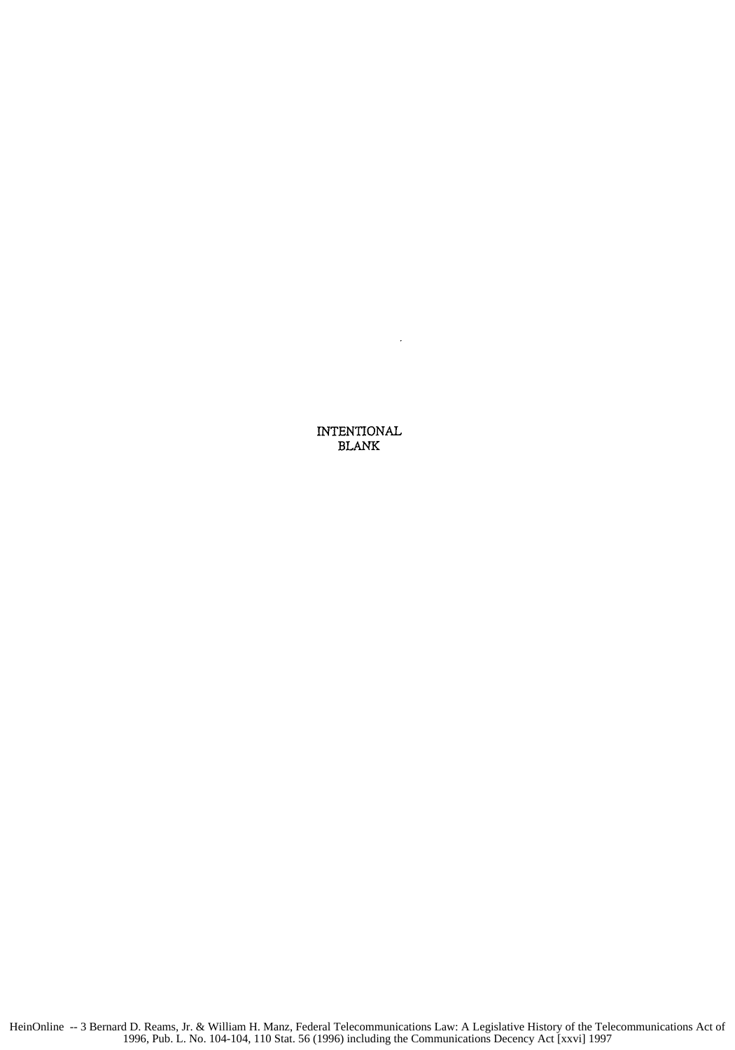INTENTIONAL
BLANK